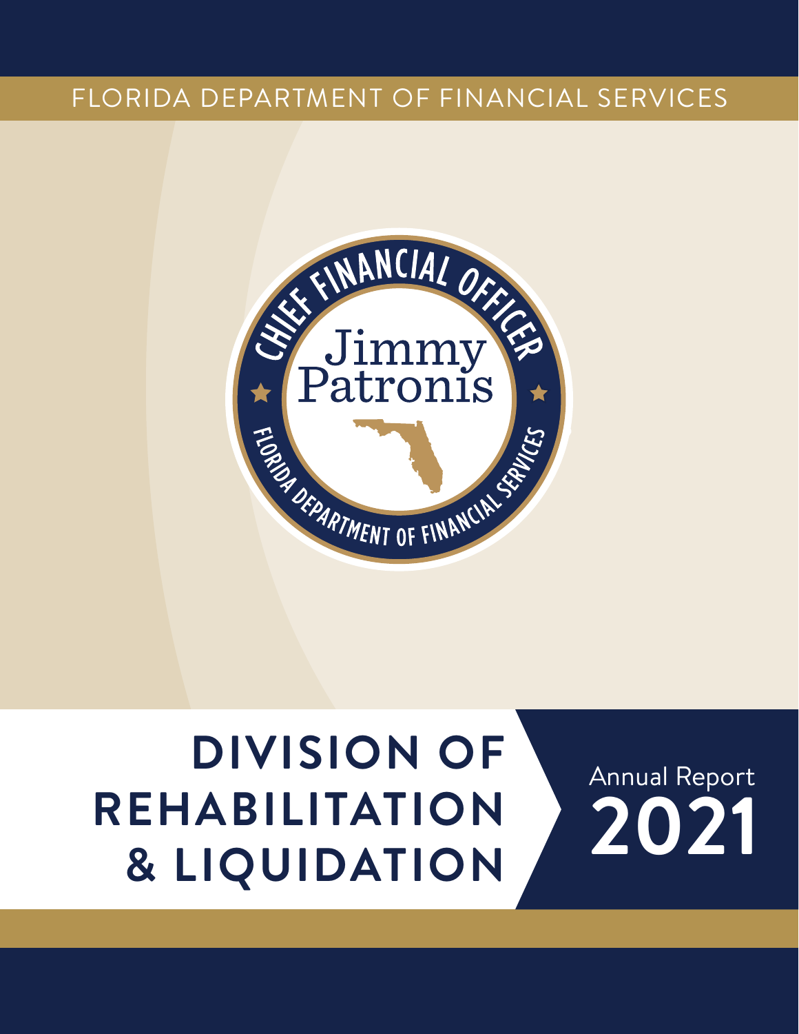FLORIDA DEPARTMENT OF FINANCIAL SERVICES

CHIEF FINANCIAL OFFICER

Jimmy Patronis

FLORIDA DEPARTMENT OF FINANCIAL SERVICES

# DIVISION OF REHABILITATION & LIQUIDATION

Annual Report

# 2021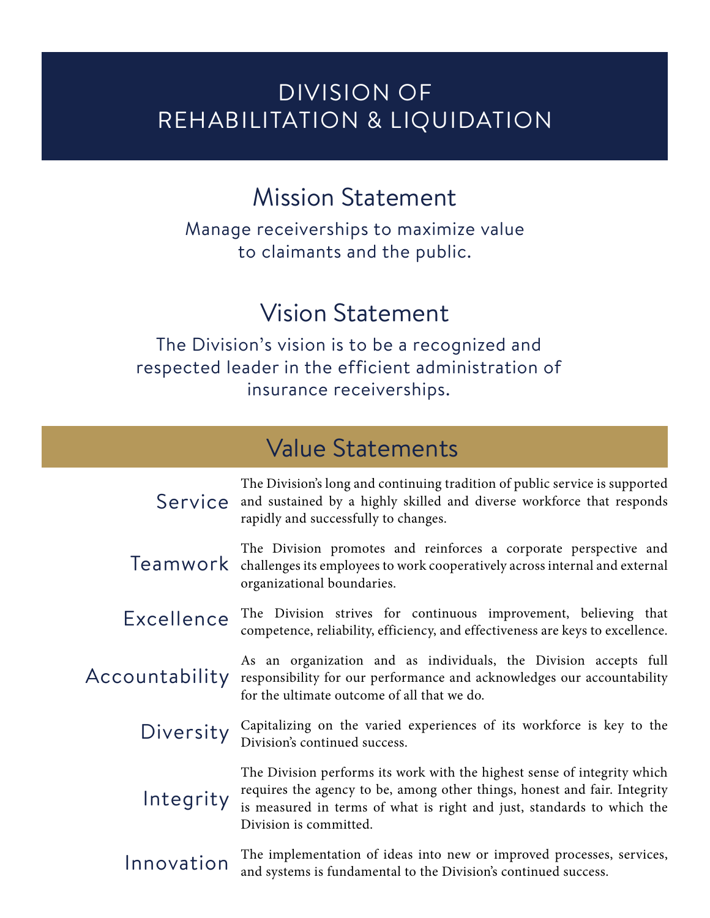# DIVISION OF REHABILITATION & LIQUIDATION

## Mission Statement

Manage receiverships to maximize value to claimants and the public.

## Vision Statement

The Division's vision is to be a recognized and respected leader in the efficient administration of insurance receiverships.

## Value Statements

**Service**

The Division's long and continuing tradition of public service is supported and sustained by a highly skilled and diverse workforce that responds rapidly and successfully to changes.

**Teamwork**

The Division promotes and reinforces a corporate perspective and challenges its employees to work cooperatively across internal and external organizational boundaries.

**Excellence**

The Division strives for continuous improvement, believing that competence, reliability, efficiency, and effectiveness are keys to excellence.

**Accountability**

As an organization and as individuals, the Division accepts full responsibility for our performance and acknowledges our accountability for the ultimate outcome of all that we do.

**Diversity**

Capitalizing on the varied experiences of its workforce is key to the Division's continued success.

**Integrity**

The Division performs its work with the highest sense of integrity which requires the agency to be, among other things, honest and fair. Integrity is measured in terms of what is right and just, standards to which the Division is committed.

**Innovation**

The implementation of ideas into new or improved processes, services, and systems is fundamental to the Division's continued success.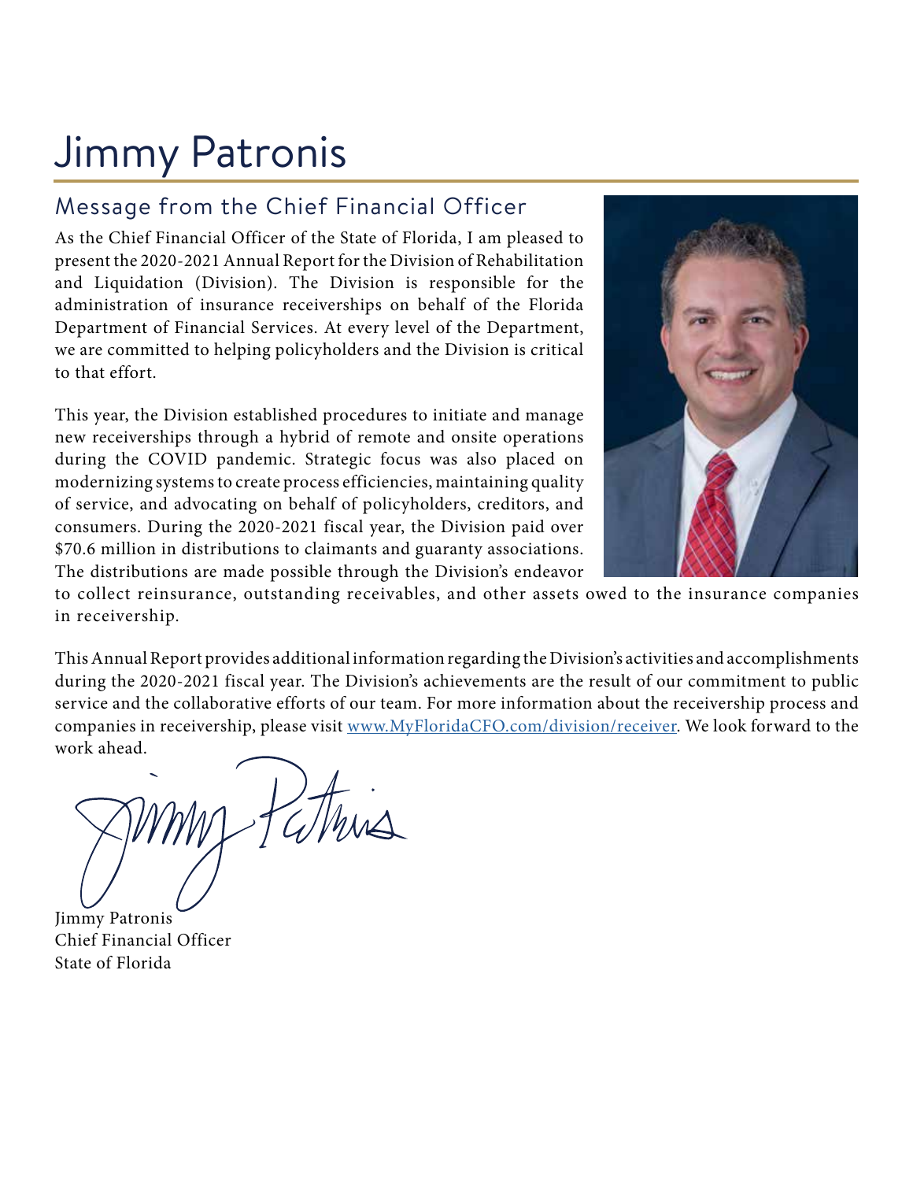# Jimmy Patronis

## Message from the Chief Financial Officer

As the Chief Financial Officer of the State of Florida, I am pleased to present the 2020-2021 Annual Report for the Division of Rehabilitation and Liquidation (Division). The Division is responsible for the administration of insurance receiverships on behalf of the Florida Department of Financial Services. At every level of the Department, we are committed to helping policyholders and the Division is critical to that effort.

This year, the Division established procedures to initiate and manage new receiverships through a hybrid of remote and onsite operations during the COVID pandemic. Strategic focus was also placed on modernizing systems to create process efficiencies, maintaining quality of service, and advocating on behalf of policyholders, creditors, and consumers. During the 2020-2021 fiscal year, the Division paid over $70.6 million in distributions to claimants and guaranty associations. The distributions are made possible through the Division's endeavor to collect reinsurance, outstanding receivables, and other assets owed to the insurance companies in receivership.

This Annual Report provides additional information regarding the Division's activities and accomplishments during the 2020-2021 fiscal year. The Division's achievements are the result of our commitment to public service and the collaborative efforts of our team. For more information about the receivership process and companies in receivership, please visit [www.MyFloridaCFO.com/division/receiver](www.MyFloridaCFO.com/division/receiver). We look forward to the work ahead.

Jimmy Patronis
Chief Financial Officer
State of Florida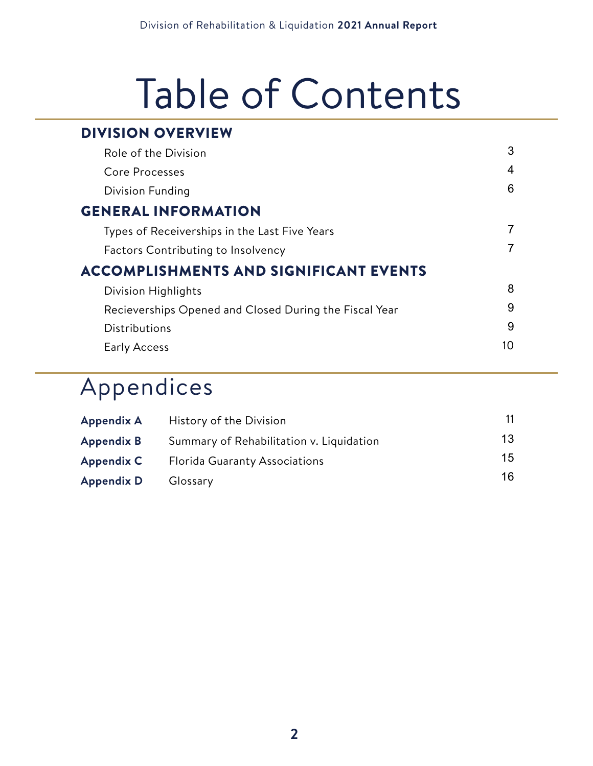# Table of Contents

## DIVISION OVERVIEW

| | |
|---|---|
| Role of the Division | 3 |
| Core Processes | 4 |
| Division Funding | 6 |

## GENERAL INFORMATION

| | |
|---|---|
| Types of Receiverships in the Last Five Years | 7 |
| Factors Contributing to Insolvency | 7 |

## ACCOMPLISHMENTS AND SIGNIFICANT EVENTS

| | |
|---|---|
| Division Highlights | 8 |
| Recieverships Opened and Closed During the Fiscal Year | 9 |
| Distributions | 9 |
| Early Access | 10 |

# Appendices

| | | |
|---|---|---|
| **Appendix A** | History of the Division | 11 |
| **Appendix B** | Summary of Rehabilitation v. Liquidation | 13 |
| **Appendix C** | Florida Guaranty Associations | 15 |
| **Appendix D** | Glossary | 16 |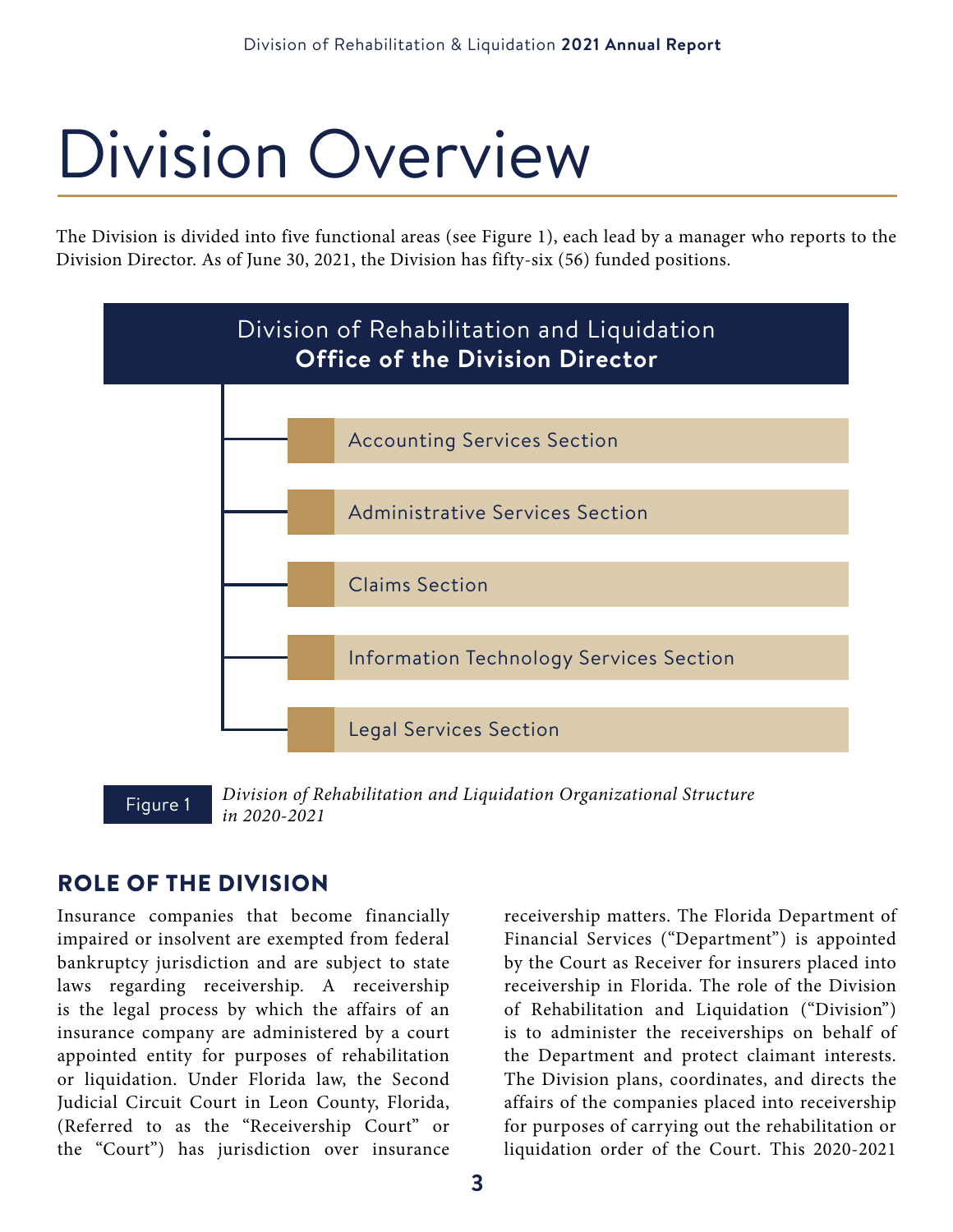# Division Overview

The Division is divided into five functional areas (see Figure 1), each lead by a manager who reports to the Division Director. As of June 30, 2021, the Division has fifty-six (56) funded positions.

Division of Rehabilitation and Liquidation
**Office of the Division Director**

- Accounting Services Section
- Administrative Services Section
- Claims Section
- Information Technology Services Section
- Legal Services Section

Figure 1 *Division of Rehabilitation and Liquidation Organizational Structure in 2020-2021*

## ROLE OF THE DIVISION

Insurance companies that become financially impaired or insolvent are exempted from federal bankruptcy jurisdiction and are subject to state laws regarding receivership. A receivership is the legal process by which the affairs of an insurance company are administered by a court appointed entity for purposes of rehabilitation or liquidation. Under Florida law, the Second Judicial Circuit Court in Leon County, Florida, (Referred to as the "Receivership Court" or the "Court") has jurisdiction over insurance receivership matters. The Florida Department of Financial Services ("Department") is appointed by the Court as Receiver for insurers placed into receivership in Florida. The role of the Division of Rehabilitation and Liquidation ("Division") is to administer the receiverships on behalf of the Department and protect claimant interests. The Division plans, coordinates, and directs the affairs of the companies placed into receivership for purposes of carrying out the rehabilitation or liquidation order of the Court. This 2020-2021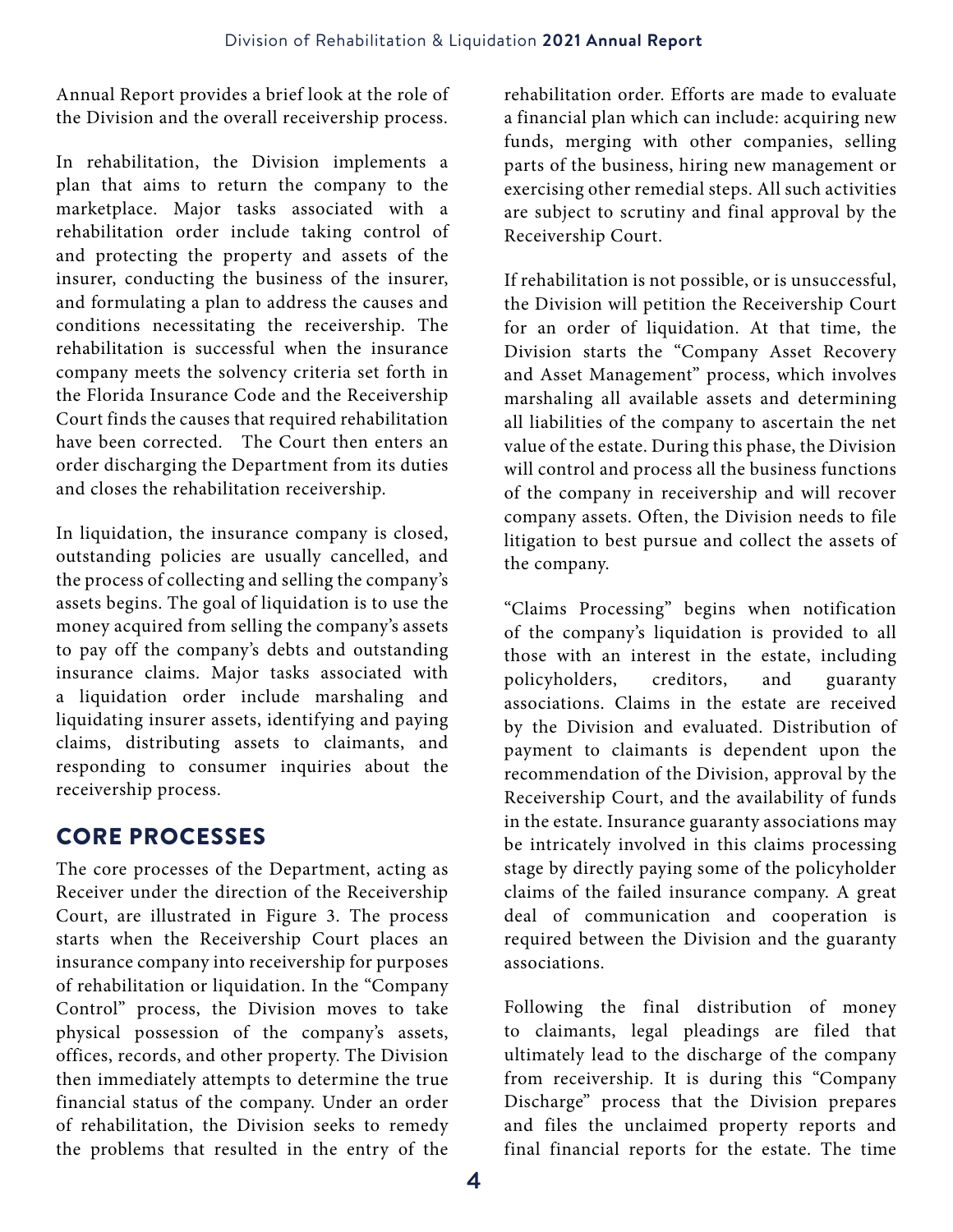Annual Report provides a brief look at the role of the Division and the overall receivership process.

In rehabilitation, the Division implements a plan that aims to return the company to the marketplace. Major tasks associated with a rehabilitation order include taking control of and protecting the property and assets of the insurer, conducting the business of the insurer, and formulating a plan to address the causes and conditions necessitating the receivership. The rehabilitation is successful when the insurance company meets the solvency criteria set forth in the Florida Insurance Code and the Receivership Court finds the causes that required rehabilitation have been corrected. The Court then enters an order discharging the Department from its duties and closes the rehabilitation receivership.

In liquidation, the insurance company is closed, outstanding policies are usually cancelled, and the process of collecting and selling the company's assets begins. The goal of liquidation is to use the money acquired from selling the company's assets to pay off the company's debts and outstanding insurance claims. Major tasks associated with a liquidation order include marshaling and liquidating insurer assets, identifying and paying claims, distributing assets to claimants, and responding to consumer inquiries about the receivership process.

## CORE PROCESSES

The core processes of the Department, acting as Receiver under the direction of the Receivership Court, are illustrated in Figure 3. The process starts when the Receivership Court places an insurance company into receivership for purposes of rehabilitation or liquidation. In the "Company Control" process, the Division moves to take physical possession of the company's assets, offices, records, and other property. The Division then immediately attempts to determine the true financial status of the company. Under an order of rehabilitation, the Division seeks to remedy the problems that resulted in the entry of the rehabilitation order. Efforts are made to evaluate a financial plan which can include: acquiring new funds, merging with other companies, selling parts of the business, hiring new management or exercising other remedial steps. All such activities are subject to scrutiny and final approval by the Receivership Court.

If rehabilitation is not possible, or is unsuccessful, the Division will petition the Receivership Court for an order of liquidation. At that time, the Division starts the "Company Asset Recovery and Asset Management" process, which involves marshaling all available assets and determining all liabilities of the company to ascertain the net value of the estate. During this phase, the Division will control and process all the business functions of the company in receivership and will recover company assets. Often, the Division needs to file litigation to best pursue and collect the assets of the company.

"Claims Processing" begins when notification of the company's liquidation is provided to all those with an interest in the estate, including policyholders, creditors, and guaranty associations. Claims in the estate are received by the Division and evaluated. Distribution of payment to claimants is dependent upon the recommendation of the Division, approval by the Receivership Court, and the availability of funds in the estate. Insurance guaranty associations may be intricately involved in this claims processing stage by directly paying some of the policyholder claims of the failed insurance company. A great deal of communication and cooperation is required between the Division and the guaranty associations.

Following the final distribution of money to claimants, legal pleadings are filed that ultimately lead to the discharge of the company from receivership. It is during this "Company Discharge" process that the Division prepares and files the unclaimed property reports and final financial reports for the estate. The time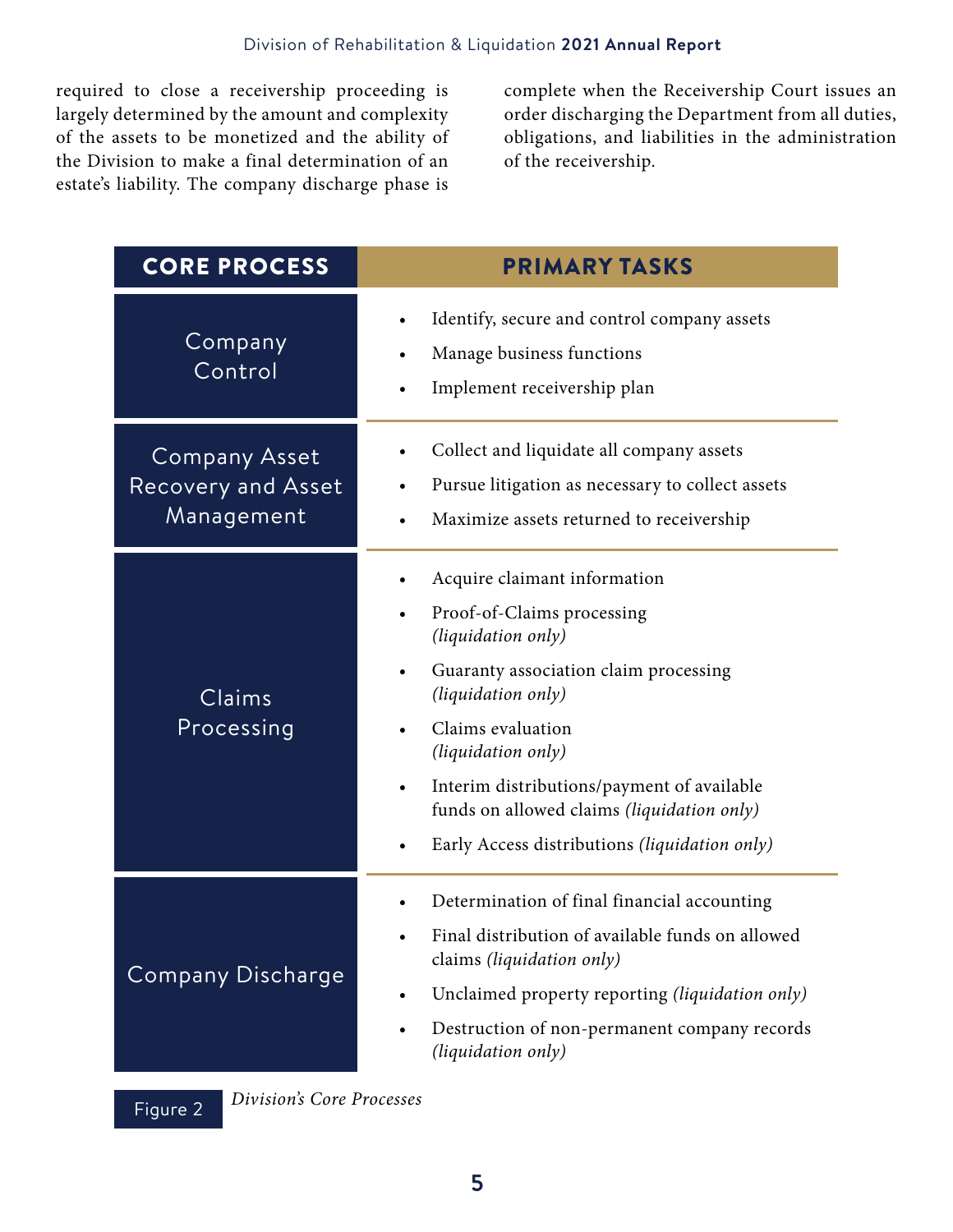required to close a receivership proceeding is largely determined by the amount and complexity of the assets to be monetized and the ability of the Division to make a final determination of an estate's liability. The company discharge phase is complete when the Receivership Court issues an order discharging the Department from all duties, obligations, and liabilities in the administration of the receivership.

| CORE PROCESS | PRIMARY TASKS |
|---|---|
| Company Control | • Identify, secure and control company assets<br>• Manage business functions<br>• Implement receivership plan |
| Company Asset Recovery and Asset Management | • Collect and liquidate all company assets<br>• Pursue litigation as necessary to collect assets<br>• Maximize assets returned to receivership |
| Claims Processing | • Acquire claimant information<br>• Proof-of-Claims processing *(liquidation only)*<br>• Guaranty association claim processing *(liquidation only)*<br>• Claims evaluation *(liquidation only)*<br>• Interim distributions/payment of available funds on allowed claims *(liquidation only)*<br>• Early Access distributions *(liquidation only)* |
| Company Discharge | • Determination of final financial accounting<br>• Final distribution of available funds on allowed claims *(liquidation only)*<br>• Unclaimed property reporting *(liquidation only)*<br>• Destruction of non-permanent company records *(liquidation only)* |

Figure 2 *Division's Core Processes*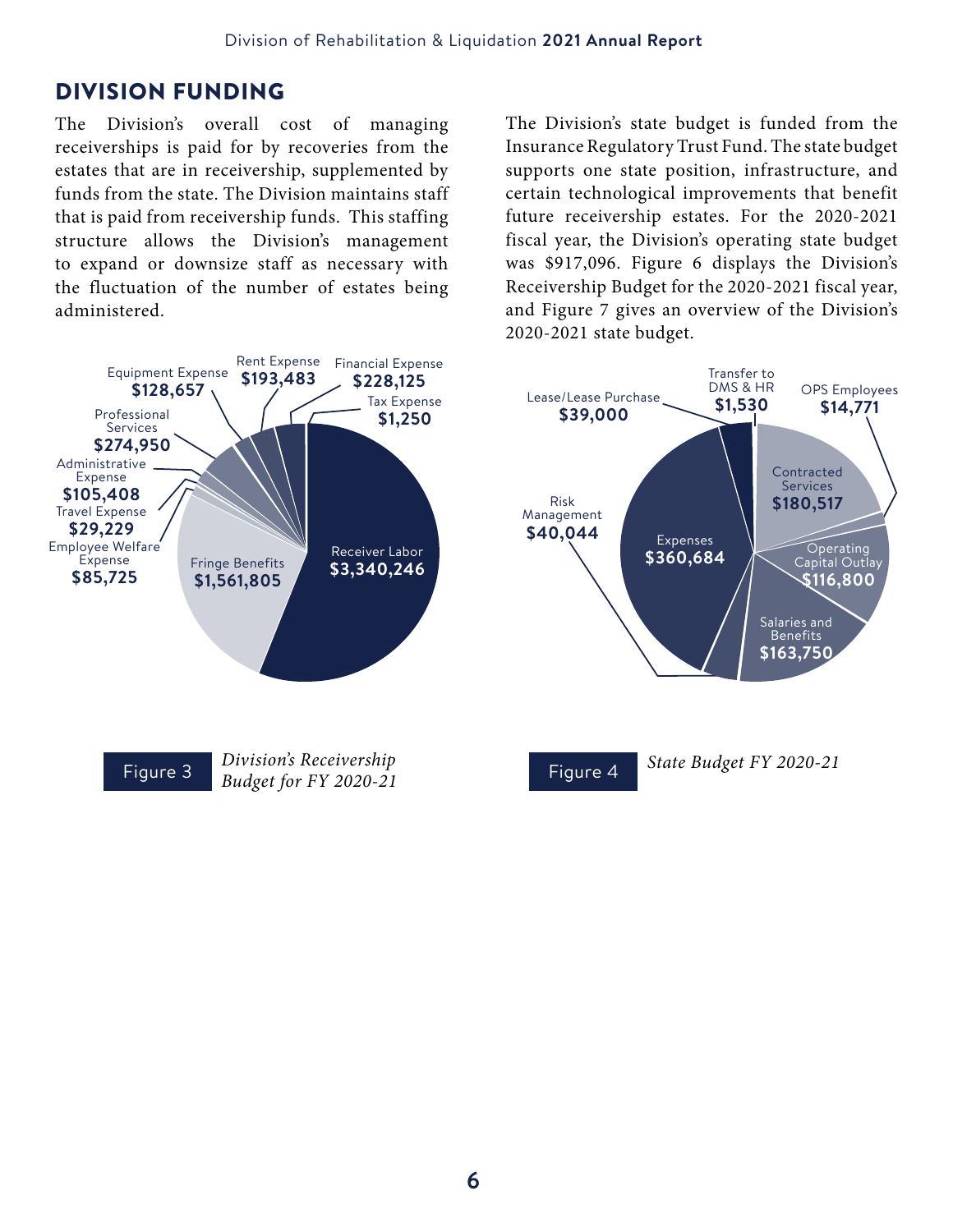## DIVISION FUNDING

The Division's overall cost of managing receiverships is paid for by recoveries from the estates that are in receivership, supplemented by funds from the state. The Division maintains staff that is paid from receivership funds. This staffing structure allows the Division's management to expand or downsize staff as necessary with the fluctuation of the number of estates being administered.

The Division's state budget is funded from the Insurance Regulatory Trust Fund. The state budget supports one state position, infrastructure, and certain technological improvements that benefit future receivership estates. For the 2020-2021 fiscal year, the Division's operating state budget was $917,096. Figure 6 displays the Division's Receivership Budget for the 2020-2021 fiscal year, and Figure 7 gives an overview of the Division's 2020-2021 state budget.

| Category | Amount |
|---|---|
| Receiver Labor | $3,340,246 |
| Fringe Benefits | $1,561,805 |
| Employee Welfare Expense | $85,725 |
| Travel Expense | $29,229 |
| Administrative Expense | $105,408 |
| Professional Services | $274,950 |
| Equipment Expense | $128,657 |
| Rent Expense | $193,483 |
| Financial Expense | $228,125 |
| Tax Expense | $1,250 |

Figure 3 *Division's Receivership Budget for FY 2020-21*

| Category | Amount |
|---|---|
| Expenses | $360,684 |
| Risk Management | $40,044 |
| Lease/Lease Purchase | $39,000 |
| Transfer to DMS & HR | $1,530 |
| OPS Employees | $14,771 |
| Contracted Services | $180,517 |
| Operating Capital Outlay | $116,800 |
| Salaries and Benefits | $163,750 |

Figure 4 *State Budget FY 2020-21*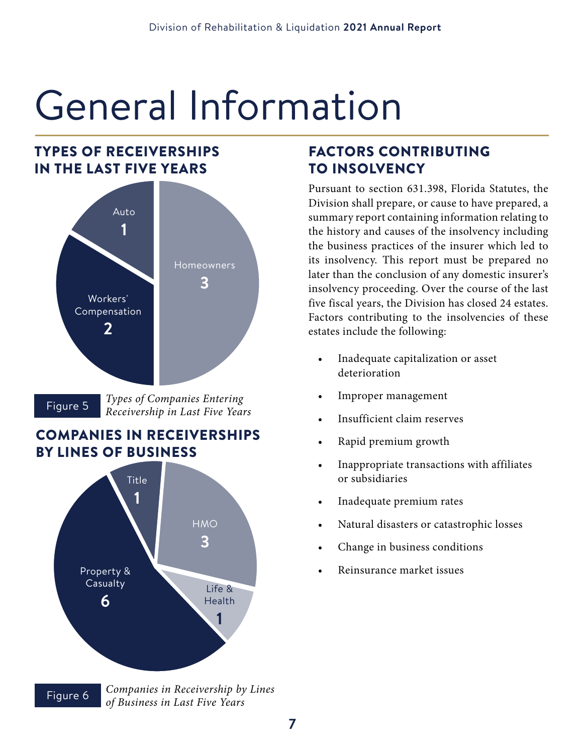# General Information

## TYPES OF RECEIVERSHIPS IN THE LAST FIVE YEARS

Auto
1

Homeowners
3

Workers' Compensation
2

Figure 5 *Types of Companies Entering Receivership in Last Five Years*

## COMPANIES IN RECEIVERSHIPS BY LINES OF BUSINESS

Title
1

HMO
3

Property & Casualty
6

Life & Health
1

Figure 6 *Companies in Receivership by Lines of Business in Last Five Years*

## FACTORS CONTRIBUTING TO INSOLVENCY

Pursuant to section 631.398, Florida Statutes, the Division shall prepare, or cause to have prepared, a summary report containing information relating to the history and causes of the insolvency including the business practices of the insurer which led to its insolvency. This report must be prepared no later than the conclusion of any domestic insurer's insolvency proceeding. Over the course of the last five fiscal years, the Division has closed 24 estates. Factors contributing to the insolvencies of these estates include the following:

- Inadequate capitalization or asset deterioration
- Improper management
- Insufficient claim reserves
- Rapid premium growth
- Inappropriate transactions with affiliates or subsidiaries
- Inadequate premium rates
- Natural disasters or catastrophic losses
- Change in business conditions
- Reinsurance market issues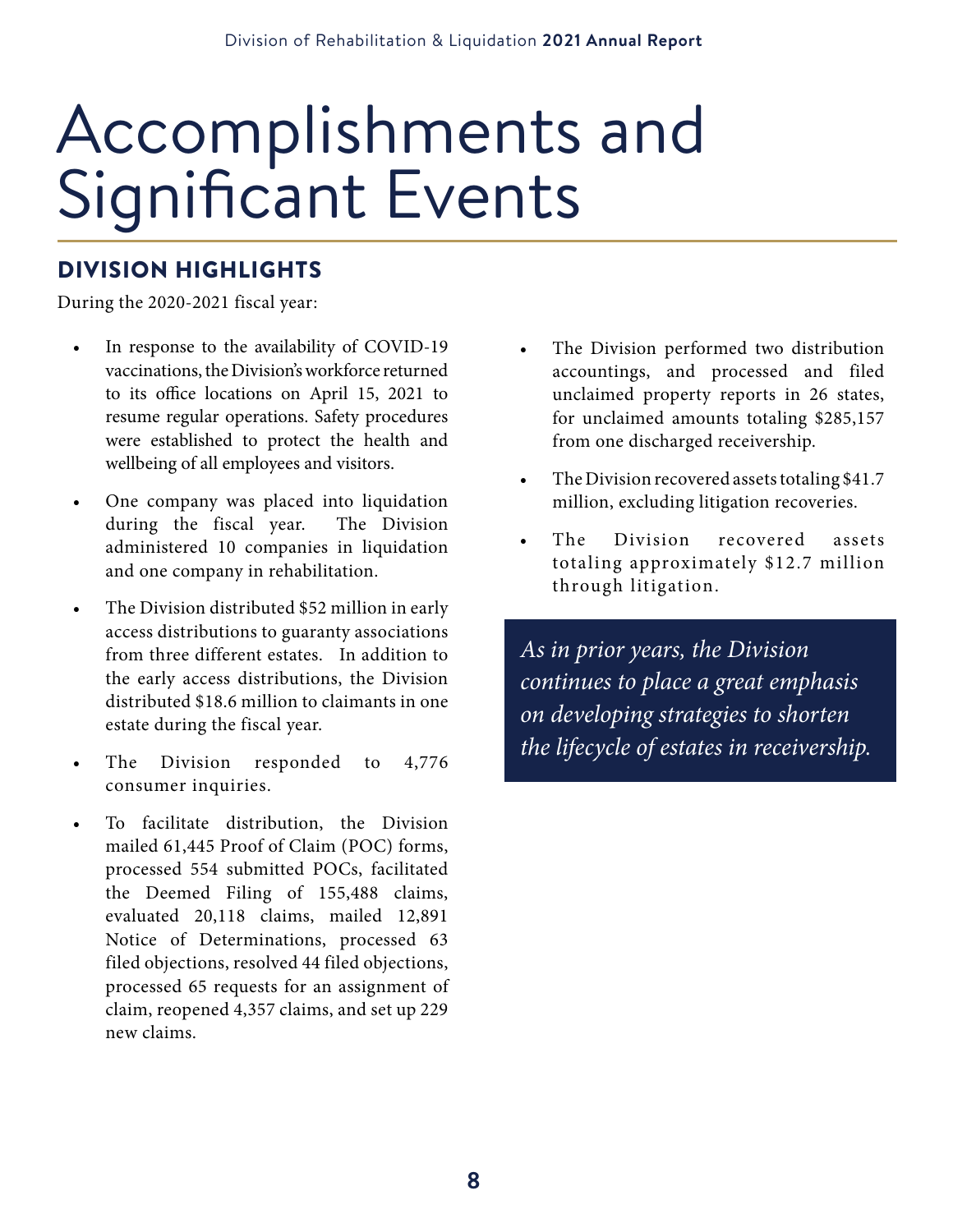# Accomplishments and Significant Events

## DIVISION HIGHLIGHTS

During the 2020-2021 fiscal year:

- In response to the availability of COVID-19 vaccinations, the Division's workforce returned to its office locations on April 15, 2021 to resume regular operations. Safety procedures were established to protect the health and wellbeing of all employees and visitors.
- One company was placed into liquidation during the fiscal year. The Division administered 10 companies in liquidation and one company in rehabilitation.
- The Division distributed $52 million in early access distributions to guaranty associations from three different estates. In addition to the early access distributions, the Division distributed $18.6 million to claimants in one estate during the fiscal year.
- The Division responded to 4,776 consumer inquiries.
- To facilitate distribution, the Division mailed 61,445 Proof of Claim (POC) forms, processed 554 submitted POCs, facilitated the Deemed Filing of 155,488 claims, evaluated 20,118 claims, mailed 12,891 Notice of Determinations, processed 63 filed objections, resolved 44 filed objections, processed 65 requests for an assignment of claim, reopened 4,357 claims, and set up 229 new claims.
- The Division performed two distribution accountings, and processed and filed unclaimed property reports in 26 states, for unclaimed amounts totaling $285,157 from one discharged receivership.
- The Division recovered assets totaling $41.7 million, excluding litigation recoveries.
- The Division recovered assets totaling approximately $12.7 million through litigation.

*As in prior years, the Division continues to place a great emphasis on developing strategies to shorten the lifecycle of estates in receivership.*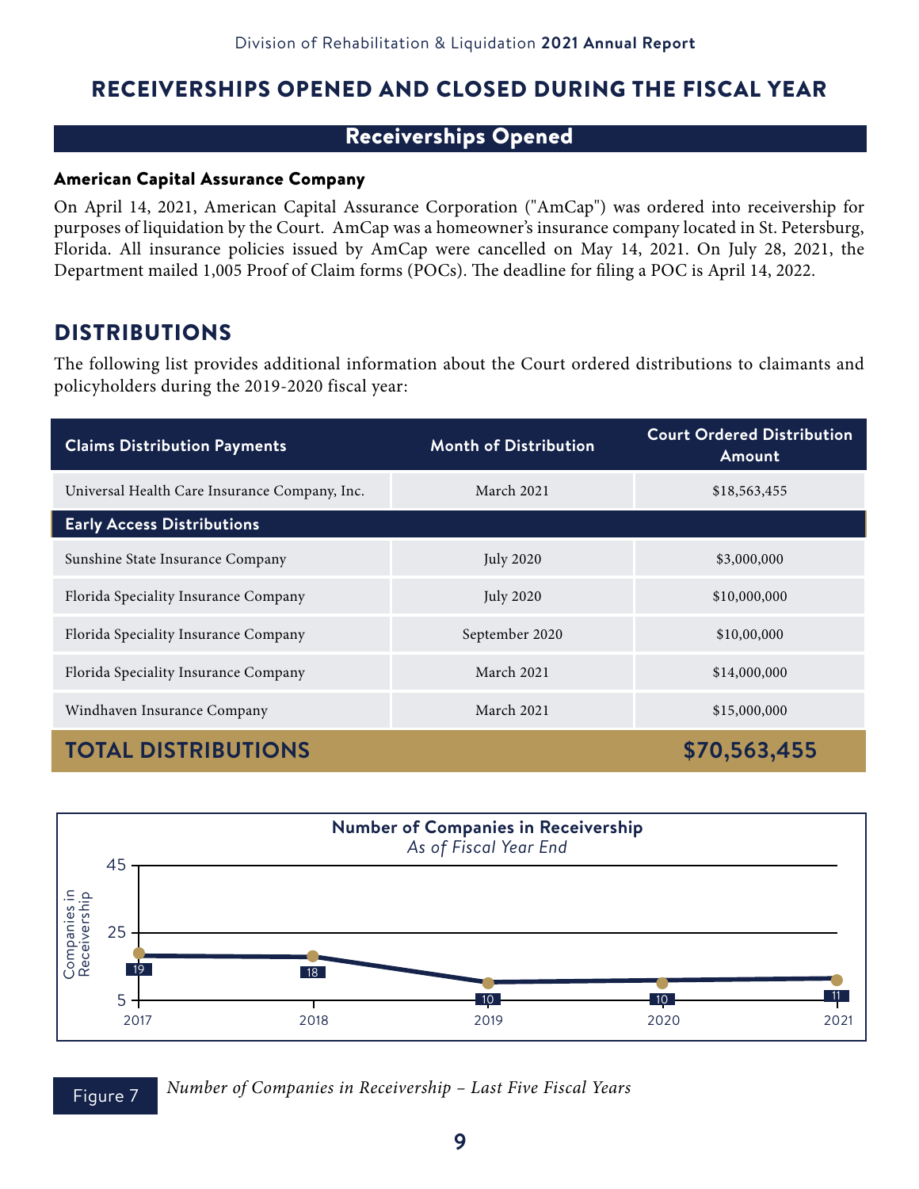# RECEIVERSHIPS OPENED AND CLOSED DURING THE FISCAL YEAR

## Receiverships Opened

**American Capital Assurance Company**

On April 14, 2021, American Capital Assurance Corporation ("AmCap") was ordered into receivership for purposes of liquidation by the Court. AmCap was a homeowner's insurance company located in St. Petersburg, Florida. All insurance policies issued by AmCap were cancelled on May 14, 2021. On July 28, 2021, the Department mailed 1,005 Proof of Claim forms (POCs). The deadline for filing a POC is April 14, 2022.

## DISTRIBUTIONS

The following list provides additional information about the Court ordered distributions to claimants and policyholders during the 2019-2020 fiscal year:

| Claims Distribution Payments | Month of Distribution | Court Ordered Distribution Amount |
|---|---|---|
| Universal Health Care Insurance Company, Inc. | March 2021 | $18,563,455 |
| **Early Access Distributions** | | |
| Sunshine State Insurance Company | July 2020 | $3,000,000 |
| Florida Speciality Insurance Company | July 2020 | $10,000,000 |
| Florida Speciality Insurance Company | September 2020 | $10,00,000 |
| Florida Speciality Insurance Company | March 2021 | $14,000,000 |
| Windhaven Insurance Company | March 2021 | $15,000,000 |
| **TOTAL DISTRIBUTIONS** | | **$70,563,455** |

**Number of Companies in Receivership**
*As of Fiscal Year End*

| Fiscal Year | Companies in Receivership |
|---|---|
| 2017 | 19 |
| 2018 | 18 |
| 2019 | 10 |
| 2020 | 10 |
| 2021 | 11 |

Figure 7 *Number of Companies in Receivership – Last Five Fiscal Years*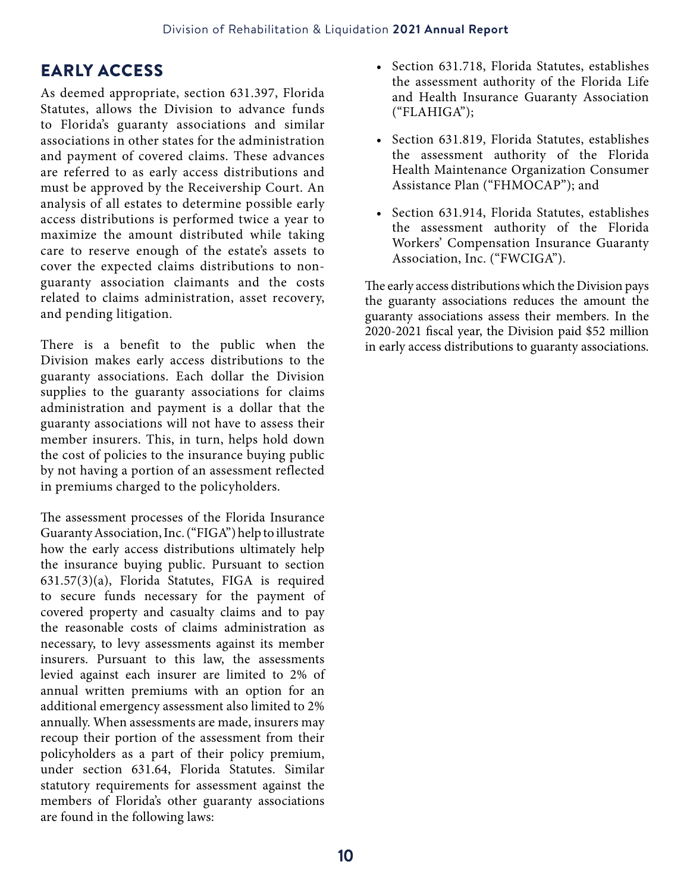## EARLY ACCESS

As deemed appropriate, section 631.397, Florida Statutes, allows the Division to advance funds to Florida's guaranty associations and similar associations in other states for the administration and payment of covered claims. These advances are referred to as early access distributions and must be approved by the Receivership Court. An analysis of all estates to determine possible early access distributions is performed twice a year to maximize the amount distributed while taking care to reserve enough of the estate's assets to cover the expected claims distributions to non-guaranty association claimants and the costs related to claims administration, asset recovery, and pending litigation.

There is a benefit to the public when the Division makes early access distributions to the guaranty associations. Each dollar the Division supplies to the guaranty associations for claims administration and payment is a dollar that the guaranty associations will not have to assess their member insurers. This, in turn, helps hold down the cost of policies to the insurance buying public by not having a portion of an assessment reflected in premiums charged to the policyholders.

The assessment processes of the Florida Insurance Guaranty Association, Inc. ("FIGA") help to illustrate how the early access distributions ultimately help the insurance buying public. Pursuant to section 631.57(3)(a), Florida Statutes, FIGA is required to secure funds necessary for the payment of covered property and casualty claims and to pay the reasonable costs of claims administration as necessary, to levy assessments against its member insurers. Pursuant to this law, the assessments levied against each insurer are limited to 2% of annual written premiums with an option for an additional emergency assessment also limited to 2% annually. When assessments are made, insurers may recoup their portion of the assessment from their policyholders as a part of their policy premium, under section 631.64, Florida Statutes. Similar statutory requirements for assessment against the members of Florida's other guaranty associations are found in the following laws:

- Section 631.718, Florida Statutes, establishes the assessment authority of the Florida Life and Health Insurance Guaranty Association ("FLAHIGA");
- Section 631.819, Florida Statutes, establishes the assessment authority of the Florida Health Maintenance Organization Consumer Assistance Plan ("FHMOCAP"); and
- Section 631.914, Florida Statutes, establishes the assessment authority of the Florida Workers' Compensation Insurance Guaranty Association, Inc. ("FWCIGA").

The early access distributions which the Division pays the guaranty associations reduces the amount the guaranty associations assess their members. In the 2020-2021 fiscal year, the Division paid $52 million in early access distributions to guaranty associations.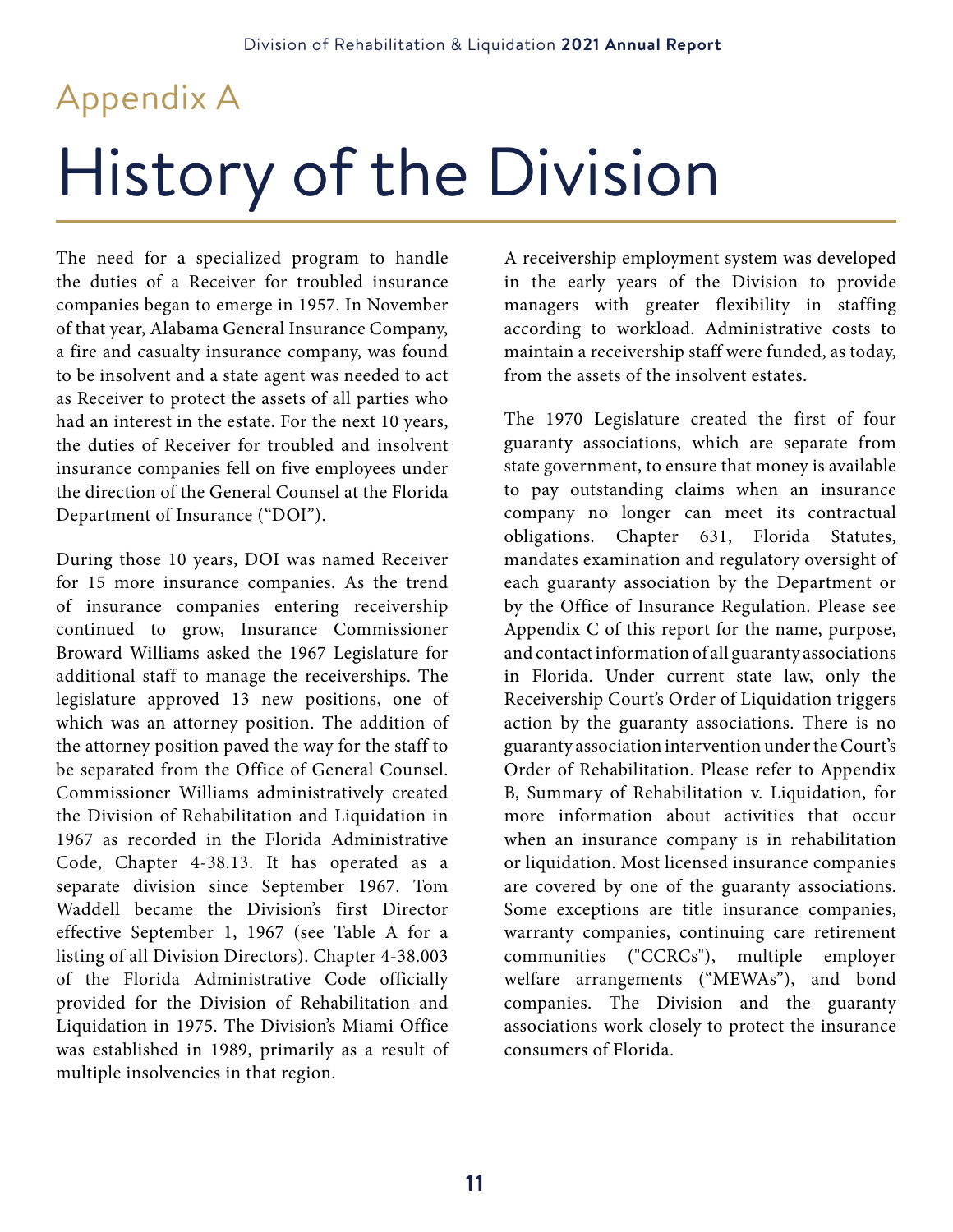## Appendix A

# History of the Division

The need for a specialized program to handle the duties of a Receiver for troubled insurance companies began to emerge in 1957. In November of that year, Alabama General Insurance Company, a fire and casualty insurance company, was found to be insolvent and a state agent was needed to act as Receiver to protect the assets of all parties who had an interest in the estate. For the next 10 years, the duties of Receiver for troubled and insolvent insurance companies fell on five employees under the direction of the General Counsel at the Florida Department of Insurance ("DOI").

During those 10 years, DOI was named Receiver for 15 more insurance companies. As the trend of insurance companies entering receivership continued to grow, Insurance Commissioner Broward Williams asked the 1967 Legislature for additional staff to manage the receiverships. The legislature approved 13 new positions, one of which was an attorney position. The addition of the attorney position paved the way for the staff to be separated from the Office of General Counsel. Commissioner Williams administratively created the Division of Rehabilitation and Liquidation in 1967 as recorded in the Florida Administrative Code, Chapter 4-38.13. It has operated as a separate division since September 1967. Tom Waddell became the Division's first Director effective September 1, 1967 (see Table A for a listing of all Division Directors). Chapter 4-38.003 of the Florida Administrative Code officially provided for the Division of Rehabilitation and Liquidation in 1975. The Division's Miami Office was established in 1989, primarily as a result of multiple insolvencies in that region.

A receivership employment system was developed in the early years of the Division to provide managers with greater flexibility in staffing according to workload. Administrative costs to maintain a receivership staff were funded, as today, from the assets of the insolvent estates.

The 1970 Legislature created the first of four guaranty associations, which are separate from state government, to ensure that money is available to pay outstanding claims when an insurance company no longer can meet its contractual obligations. Chapter 631, Florida Statutes, mandates examination and regulatory oversight of each guaranty association by the Department or by the Office of Insurance Regulation. Please see Appendix C of this report for the name, purpose, and contact information of all guaranty associations in Florida. Under current state law, only the Receivership Court's Order of Liquidation triggers action by the guaranty associations. There is no guaranty association intervention under the Court's Order of Rehabilitation. Please refer to Appendix B, Summary of Rehabilitation v. Liquidation, for more information about activities that occur when an insurance company is in rehabilitation or liquidation. Most licensed insurance companies are covered by one of the guaranty associations. Some exceptions are title insurance companies, warranty companies, continuing care retirement communities ("CCRCs"), multiple employer welfare arrangements ("MEWAs"), and bond companies. The Division and the guaranty associations work closely to protect the insurance consumers of Florida.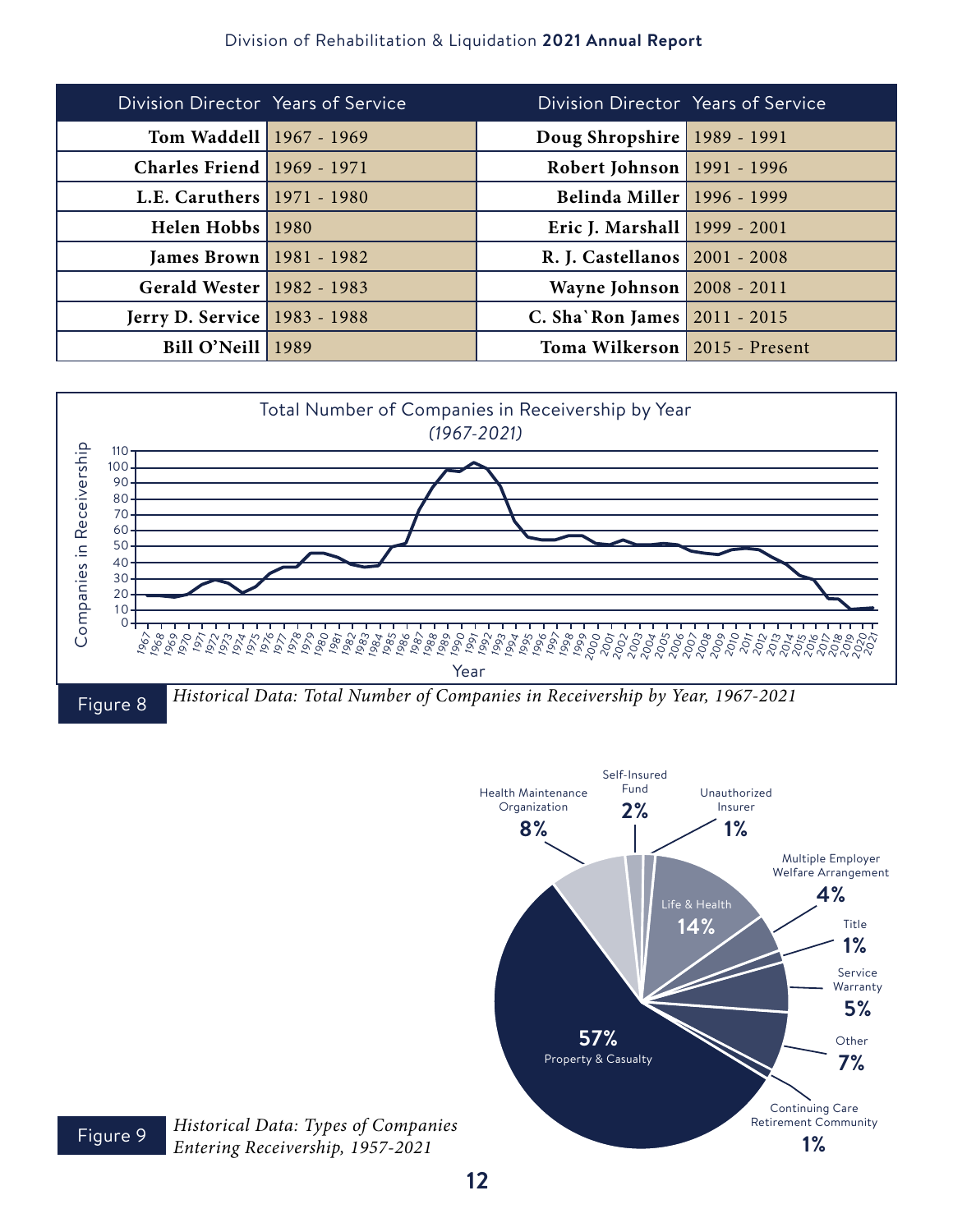| Division Director | Years of Service | Division Director | Years of Service |
|---|---|---|---|
| **Tom Waddell** | 1967 - 1969 | **Doug Shropshire** | 1989 - 1991 |
| **Charles Friend** | 1969 - 1971 | **Robert Johnson** | 1991 - 1996 |
| **L.E. Caruthers** | 1971 - 1980 | **Belinda Miller** | 1996 - 1999 |
| **Helen Hobbs** | 1980 | **Eric J. Marshall** | 1999 - 2001 |
| **James Brown** | 1981 - 1982 | **R. J. Castellanos** | 2001 - 2008 |
| **Gerald Wester** | 1982 - 1983 | **Wayne Johnson** | 2008 - 2011 |
| **Jerry D. Service** | 1983 - 1988 | **C. Sha`Ron James** | 2011 - 2015 |
| **Bill O'Neill** | 1989 | **Toma Wilkerson** | 2015 - Present |

Figure 8 *Historical Data: Total Number of Companies in Receivership by Year, 1967-2021*

Figure 9 *Historical Data: Types of Companies Entering Receivership, 1957-2021*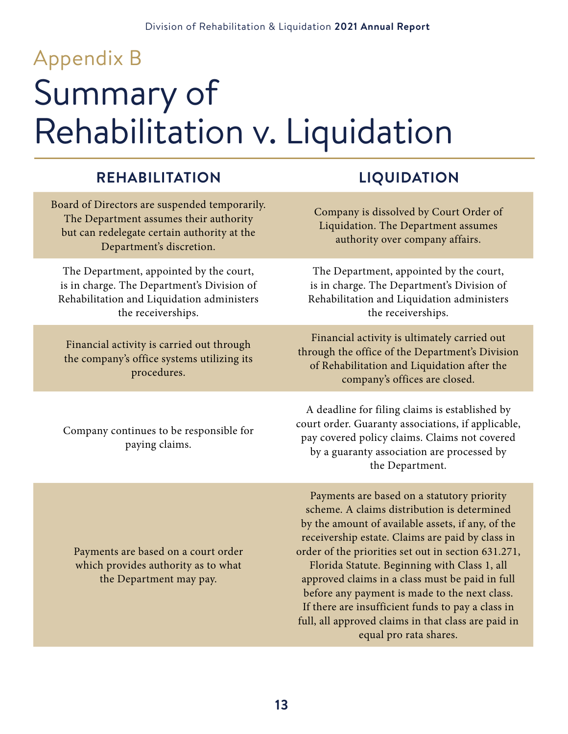# Appendix B

# Summary of Rehabilitation v. Liquidation

| REHABILITATION | LIQUIDATION |
|---|---|
| Board of Directors are suspended temporarily. The Department assumes their authority but can redelegate certain authority at the Department's discretion. | Company is dissolved by Court Order of Liquidation. The Department assumes authority over company affairs. |
| The Department, appointed by the court, is in charge. The Department's Division of Rehabilitation and Liquidation administers the receiverships. | The Department, appointed by the court, is in charge. The Department's Division of Rehabilitation and Liquidation administers the receiverships. |
| Financial activity is carried out through the company's office systems utilizing its procedures. | Financial activity is ultimately carried out through the office of the Department's Division of Rehabilitation and Liquidation after the company's offices are closed. |
| Company continues to be responsible for paying claims. | A deadline for filing claims is established by court order. Guaranty associations, if applicable, pay covered policy claims. Claims not covered by a guaranty association are processed by the Department. |
| Payments are based on a court order which provides authority as to what the Department may pay. | Payments are based on a statutory priority scheme. A claims distribution is determined by the amount of available assets, if any, of the receivership estate. Claims are paid by class in order of the priorities set out in section 631.271, Florida Statute. Beginning with Class 1, all approved claims in a class must be paid in full before any payment is made to the next class. If there are insufficient funds to pay a class in full, all approved claims in that class are paid in equal pro rata shares. |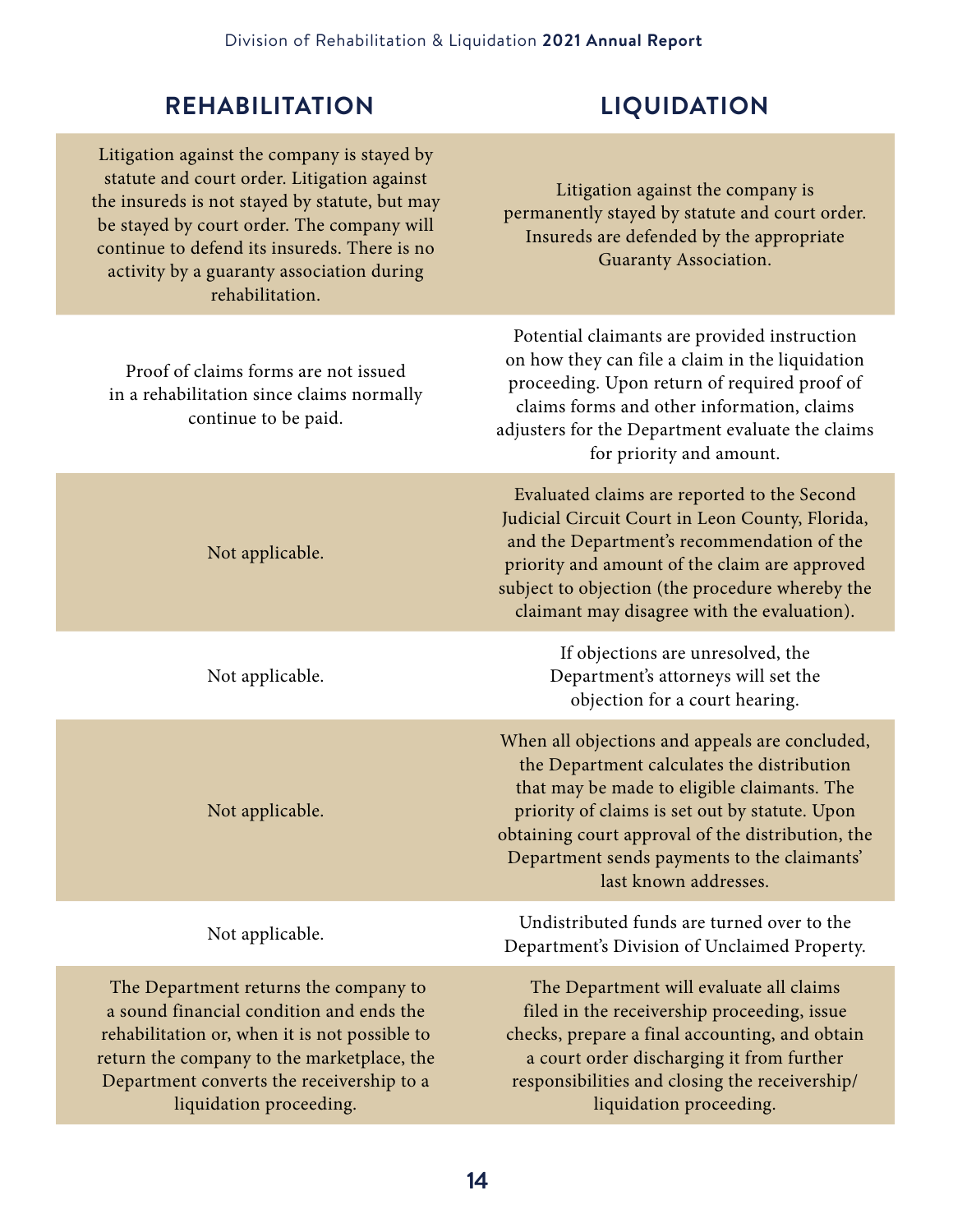| REHABILITATION | LIQUIDATION |
|---|---|
| Litigation against the company is stayed by statute and court order. Litigation against the insureds is not stayed by statute, but may be stayed by court order. The company will continue to defend its insureds. There is no activity by a guaranty association during rehabilitation. | Litigation against the company is permanently stayed by statute and court order. Insureds are defended by the appropriate Guaranty Association. |
| Proof of claims forms are not issued in a rehabilitation since claims normally continue to be paid. | Potential claimants are provided instruction on how they can file a claim in the liquidation proceeding. Upon return of required proof of claims forms and other information, claims adjusters for the Department evaluate the claims for priority and amount. |
| Not applicable. | Evaluated claims are reported to the Second Judicial Circuit Court in Leon County, Florida, and the Department's recommendation of the priority and amount of the claim are approved subject to objection (the procedure whereby the claimant may disagree with the evaluation). |
| Not applicable. | If objections are unresolved, the Department's attorneys will set the objection for a court hearing. |
| Not applicable. | When all objections and appeals are concluded, the Department calculates the distribution that may be made to eligible claimants. The priority of claims is set out by statute. Upon obtaining court approval of the distribution, the Department sends payments to the claimants' last known addresses. |
| Not applicable. | Undistributed funds are turned over to the Department's Division of Unclaimed Property. |
| The Department returns the company to a sound financial condition and ends the rehabilitation or, when it is not possible to return the company to the marketplace, the Department converts the receivership to a liquidation proceeding. | The Department will evaluate all claims filed in the receivership proceeding, issue checks, prepare a final accounting, and obtain a court order discharging it from further responsibilities and closing the receivership/ liquidation proceeding. |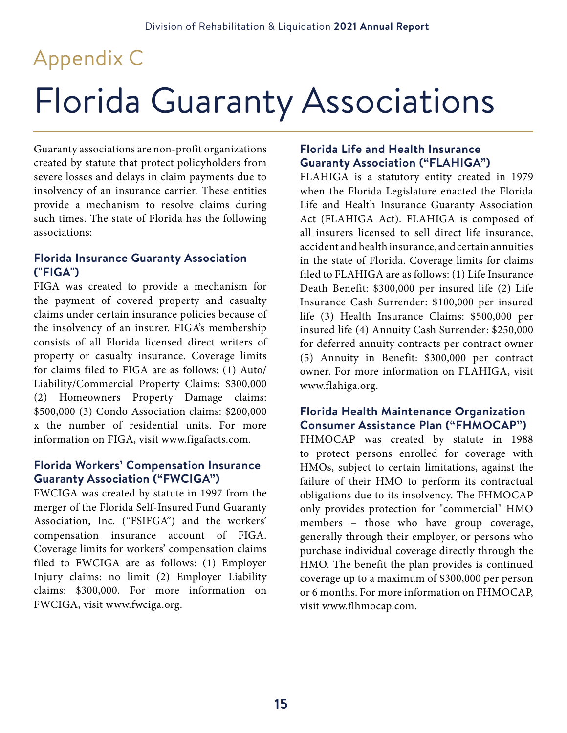# Appendix C

# Florida Guaranty Associations

Guaranty associations are non-profit organizations created by statute that protect policyholders from severe losses and delays in claim payments due to insolvency of an insurance carrier. These entities provide a mechanism to resolve claims during such times. The state of Florida has the following associations:

### Florida Insurance Guaranty Association ("FIGA")

FIGA was created to provide a mechanism for the payment of covered property and casualty claims under certain insurance policies because of the insolvency of an insurer. FIGA's membership consists of all Florida licensed direct writers of property or casualty insurance. Coverage limits for claims filed to FIGA are as follows: (1) Auto/Liability/Commercial Property Claims: $300,000 (2) Homeowners Property Damage claims: $500,000 (3) Condo Association claims: $200,000 x the number of residential units. For more information on FIGA, visit www.figafacts.com.

### Florida Workers' Compensation Insurance Guaranty Association ("FWCIGA")

FWCIGA was created by statute in 1997 from the merger of the Florida Self-Insured Fund Guaranty Association, Inc. ("FSIFGA") and the workers' compensation insurance account of FIGA. Coverage limits for workers' compensation claims filed to FWCIGA are as follows: (1) Employer Injury claims: no limit (2) Employer Liability claims: $300,000. For more information on FWCIGA, visit www.fwciga.org.

### Florida Life and Health Insurance Guaranty Association ("FLAHIGA")

FLAHIGA is a statutory entity created in 1979 when the Florida Legislature enacted the Florida Life and Health Insurance Guaranty Association Act (FLAHIGA Act). FLAHIGA is composed of all insurers licensed to sell direct life insurance, accident and health insurance, and certain annuities in the state of Florida. Coverage limits for claims filed to FLAHIGA are as follows: (1) Life Insurance Death Benefit: $300,000 per insured life (2) Life Insurance Cash Surrender: $100,000 per insured life (3) Health Insurance Claims: $500,000 per insured life (4) Annuity Cash Surrender: $250,000 for deferred annuity contracts per contract owner (5) Annuity in Benefit: $300,000 per contract owner. For more information on FLAHIGA, visit www.flahiga.org.

### Florida Health Maintenance Organization Consumer Assistance Plan ("FHMOCAP")

FHMOCAP was created by statute in 1988 to protect persons enrolled for coverage with HMOs, subject to certain limitations, against the failure of their HMO to perform its contractual obligations due to its insolvency. The FHMOCAP only provides protection for "commercial" HMO members – those who have group coverage, generally through their employer, or persons who purchase individual coverage directly through the HMO. The benefit the plan provides is continued coverage up to a maximum of $300,000 per person or 6 months. For more information on FHMOCAP, visit www.flhmocap.com.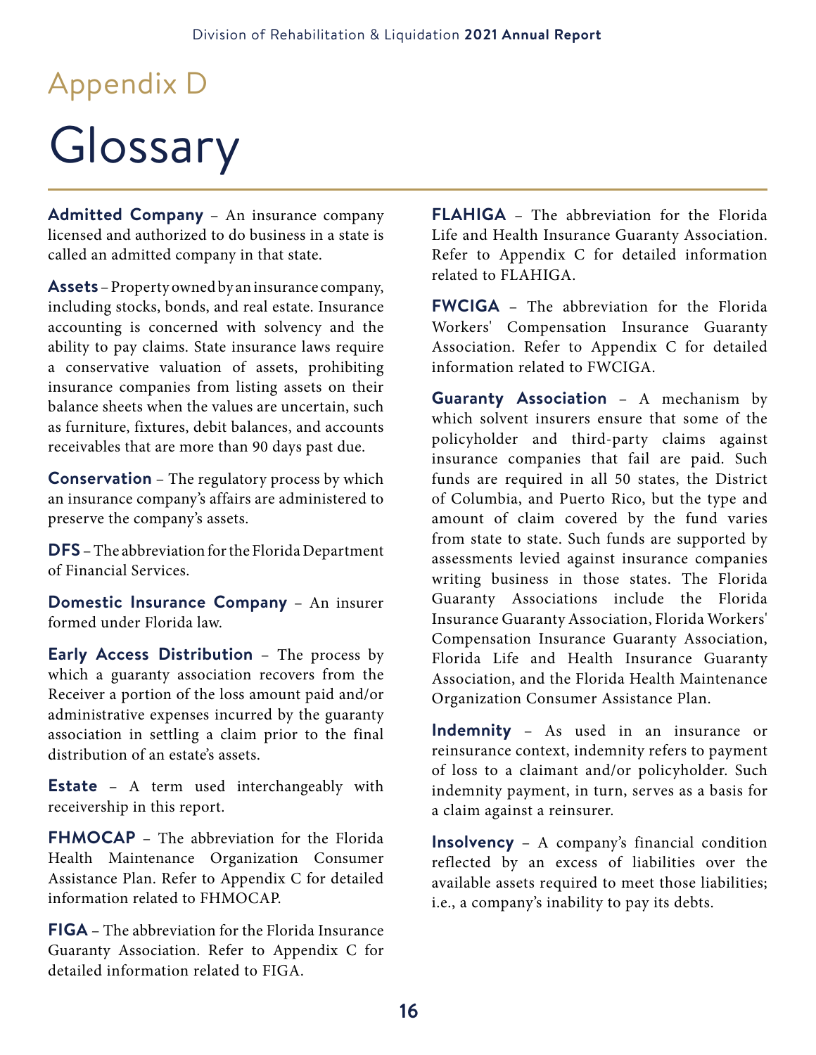# Appendix D

# Glossary

**Admitted Company** – An insurance company licensed and authorized to do business in a state is called an admitted company in that state.

**Assets** – Property owned by an insurance company, including stocks, bonds, and real estate. Insurance accounting is concerned with solvency and the ability to pay claims. State insurance laws require a conservative valuation of assets, prohibiting insurance companies from listing assets on their balance sheets when the values are uncertain, such as furniture, fixtures, debit balances, and accounts receivables that are more than 90 days past due.

**Conservation** – The regulatory process by which an insurance company's affairs are administered to preserve the company's assets.

**DFS** – The abbreviation for the Florida Department of Financial Services.

**Domestic Insurance Company** – An insurer formed under Florida law.

**Early Access Distribution** – The process by which a guaranty association recovers from the Receiver a portion of the loss amount paid and/or administrative expenses incurred by the guaranty association in settling a claim prior to the final distribution of an estate's assets.

**Estate** – A term used interchangeably with receivership in this report.

**FHMOCAP** – The abbreviation for the Florida Health Maintenance Organization Consumer Assistance Plan. Refer to Appendix C for detailed information related to FHMOCAP.

**FIGA** – The abbreviation for the Florida Insurance Guaranty Association. Refer to Appendix C for detailed information related to FIGA.

**FLAHIGA** – The abbreviation for the Florida Life and Health Insurance Guaranty Association. Refer to Appendix C for detailed information related to FLAHIGA.

**FWCIGA** – The abbreviation for the Florida Workers' Compensation Insurance Guaranty Association. Refer to Appendix C for detailed information related to FWCIGA.

**Guaranty Association** – A mechanism by which solvent insurers ensure that some of the policyholder and third-party claims against insurance companies that fail are paid. Such funds are required in all 50 states, the District of Columbia, and Puerto Rico, but the type and amount of claim covered by the fund varies from state to state. Such funds are supported by assessments levied against insurance companies writing business in those states. The Florida Guaranty Associations include the Florida Insurance Guaranty Association, Florida Workers' Compensation Insurance Guaranty Association, Florida Life and Health Insurance Guaranty Association, and the Florida Health Maintenance Organization Consumer Assistance Plan.

**Indemnity** – As used in an insurance or reinsurance context, indemnity refers to payment of loss to a claimant and/or policyholder. Such indemnity payment, in turn, serves as a basis for a claim against a reinsurer.

**Insolvency** – A company's financial condition reflected by an excess of liabilities over the available assets required to meet those liabilities; i.e., a company's inability to pay its debts.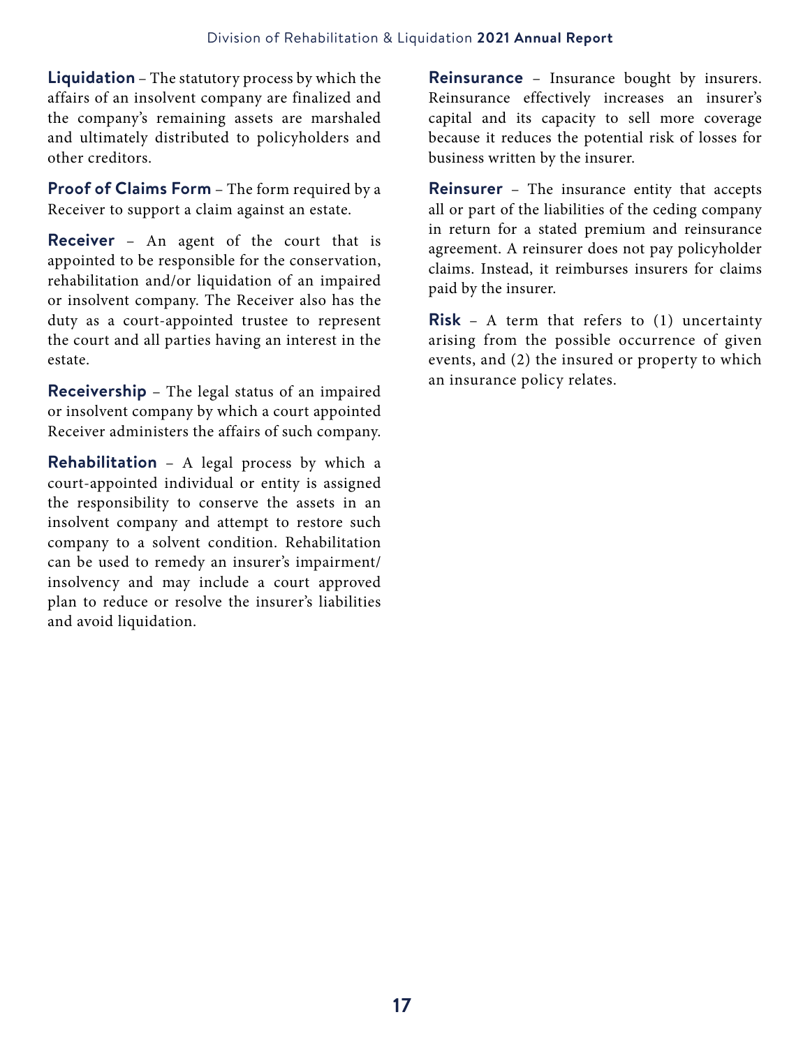**Liquidation** – The statutory process by which the affairs of an insolvent company are finalized and the company's remaining assets are marshaled and ultimately distributed to policyholders and other creditors.

**Proof of Claims Form** – The form required by a Receiver to support a claim against an estate.

**Receiver** – An agent of the court that is appointed to be responsible for the conservation, rehabilitation and/or liquidation of an impaired or insolvent company. The Receiver also has the duty as a court-appointed trustee to represent the court and all parties having an interest in the estate.

**Receivership** – The legal status of an impaired or insolvent company by which a court appointed Receiver administers the affairs of such company.

**Rehabilitation** – A legal process by which a court-appointed individual or entity is assigned the responsibility to conserve the assets in an insolvent company and attempt to restore such company to a solvent condition. Rehabilitation can be used to remedy an insurer's impairment/insolvency and may include a court approved plan to reduce or resolve the insurer's liabilities and avoid liquidation.

**Reinsurance** – Insurance bought by insurers. Reinsurance effectively increases an insurer's capital and its capacity to sell more coverage because it reduces the potential risk of losses for business written by the insurer.

**Reinsurer** – The insurance entity that accepts all or part of the liabilities of the ceding company in return for a stated premium and reinsurance agreement. A reinsurer does not pay policyholder claims. Instead, it reimburses insurers for claims paid by the insurer.

**Risk** – A term that refers to (1) uncertainty arising from the possible occurrence of given events, and (2) the insured or property to which an insurance policy relates.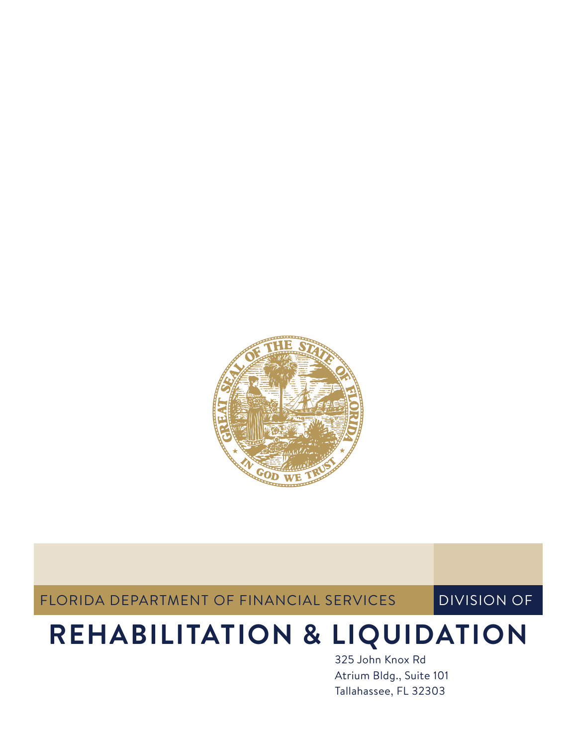FLORIDA DEPARTMENT OF FINANCIAL SERVICES DIVISION OF

# REHABILITATION & LIQUIDATION

325 John Knox Rd
Atrium Bldg., Suite 101
Tallahassee, FL 32303